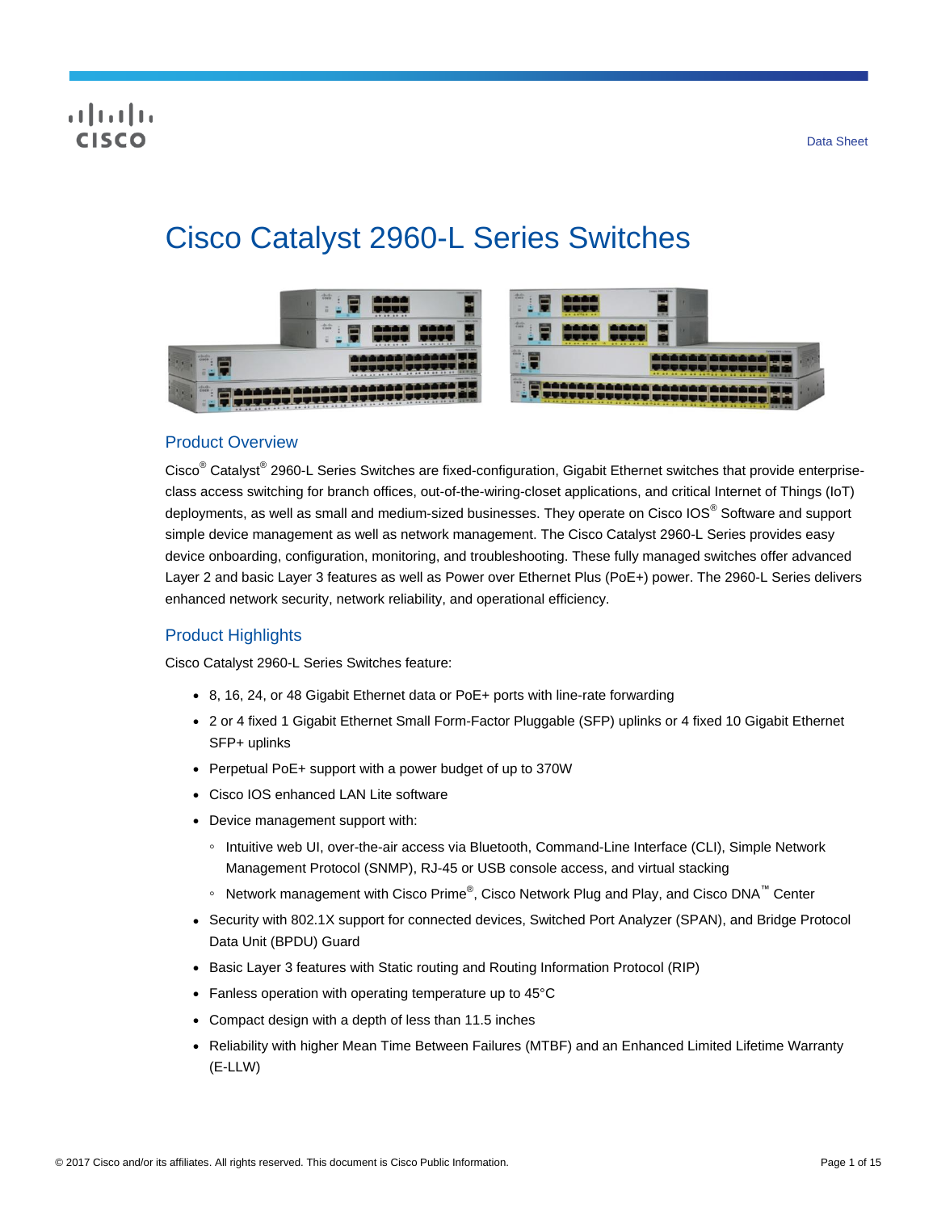Data Sheet

# Cisco Catalyst 2960-L Series Switches

## Product Overview

Cisco® Catalyst® 2960-L Series Switches are fixed-configuration, Gigabit Ethernet switches that provide enterprise-class access switching for branch offices, out-of-the-wiring-closet applications, and critical Internet of Things (IoT) deployments, as well as small and medium-sized businesses. They operate on Cisco IOS® Software and support simple device management as well as network management. The Cisco Catalyst 2960-L Series provides easy device onboarding, configuration, monitoring, and troubleshooting. These fully managed switches offer advanced Layer 2 and basic Layer 3 features as well as Power over Ethernet Plus (PoE+) power. The 2960-L Series delivers enhanced network security, network reliability, and operational efficiency.

## Product Highlights

Cisco Catalyst 2960-L Series Switches feature:

- 8, 16, 24, or 48 Gigabit Ethernet data or PoE+ ports with line-rate forwarding
- 2 or 4 fixed 1 Gigabit Ethernet Small Form-Factor Pluggable (SFP) uplinks or 4 fixed 10 Gigabit Ethernet SFP+ uplinks
- Perpetual PoE+ support with a power budget of up to 370W
- Cisco IOS enhanced LAN Lite software
- Device management support with:
  - Intuitive web UI, over-the-air access via Bluetooth, Command-Line Interface (CLI), Simple Network Management Protocol (SNMP), RJ-45 or USB console access, and virtual stacking
  - Network management with Cisco Prime®, Cisco Network Plug and Play, and Cisco DNA™ Center
- Security with 802.1X support for connected devices, Switched Port Analyzer (SPAN), and Bridge Protocol Data Unit (BPDU) Guard
- Basic Layer 3 features with Static routing and Routing Information Protocol (RIP)
- Fanless operation with operating temperature up to 45°C
- Compact design with a depth of less than 11.5 inches
- Reliability with higher Mean Time Between Failures (MTBF) and an Enhanced Limited Lifetime Warranty (E-LLW)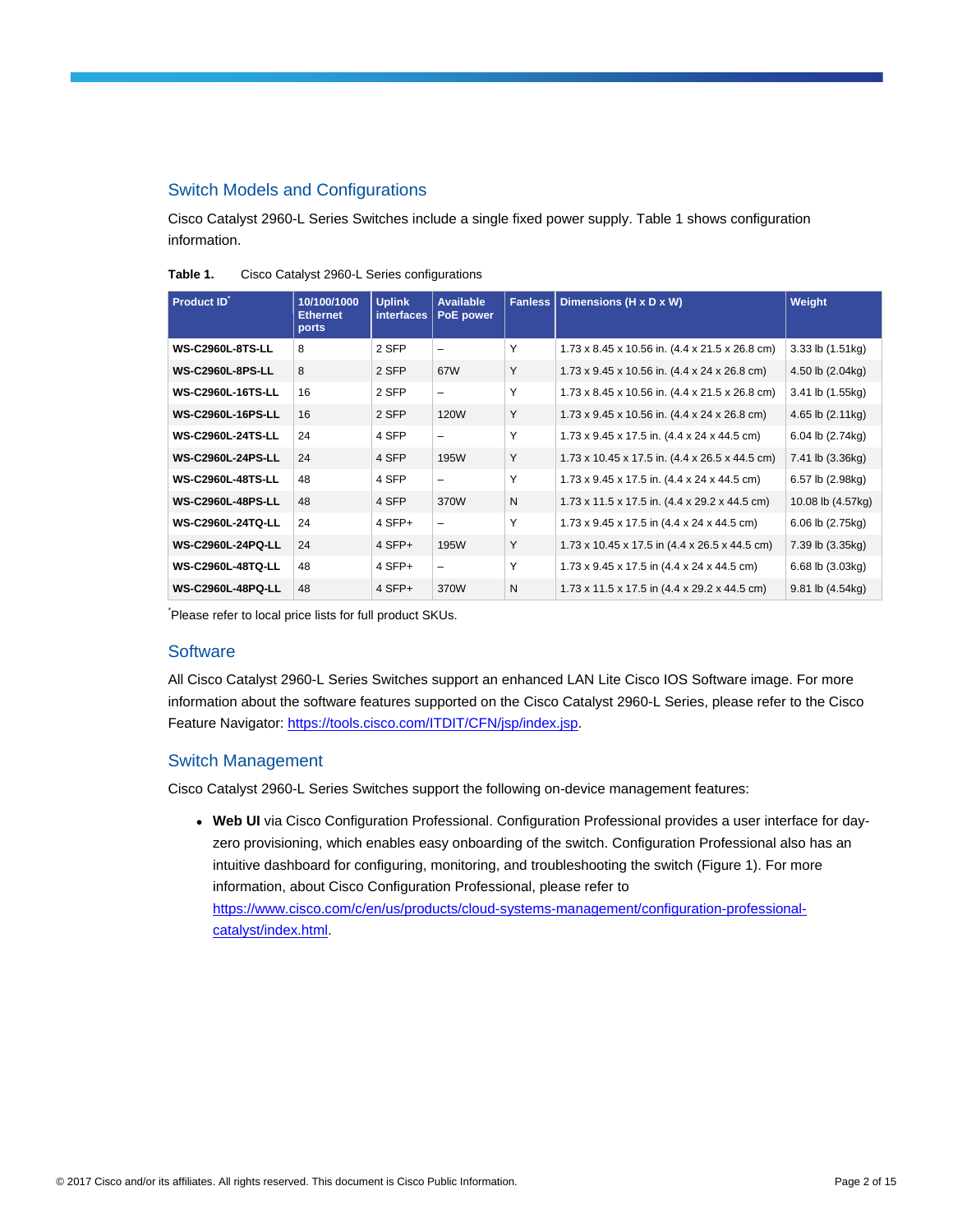## Switch Models and Configurations

Cisco Catalyst 2960-L Series Switches include a single fixed power supply. Table 1 shows configuration information.

**Table 1.** Cisco Catalyst 2960-L Series configurations

| Product ID* | 10/100/1000 Ethernet ports | Uplink interfaces | Available PoE power | Fanless | Dimensions (H x D x W) | Weight |
|---|---|---|---|---|---|---|
| **WS-C2960L-8TS-LL** | 8 | 2 SFP | – | Y | 1.73 x 8.45 x 10.56 in. (4.4 x 21.5 x 26.8 cm) | 3.33 lb (1.51kg) |
| **WS-C2960L-8PS-LL** | 8 | 2 SFP | 67W | Y | 1.73 x 9.45 x 10.56 in. (4.4 x 24 x 26.8 cm) | 4.50 lb (2.04kg) |
| **WS-C2960L-16TS-LL** | 16 | 2 SFP | – | Y | 1.73 x 8.45 x 10.56 in. (4.4 x 21.5 x 26.8 cm) | 3.41 lb (1.55kg) |
| **WS-C2960L-16PS-LL** | 16 | 2 SFP | 120W | Y | 1.73 x 9.45 x 10.56 in. (4.4 x 24 x 26.8 cm) | 4.65 lb (2.11kg) |
| **WS-C2960L-24TS-LL** | 24 | 4 SFP | – | Y | 1.73 x 9.45 x 17.5 in. (4.4 x 24 x 44.5 cm) | 6.04 lb (2.74kg) |
| **WS-C2960L-24PS-LL** | 24 | 4 SFP | 195W | Y | 1.73 x 10.45 x 17.5 in. (4.4 x 26.5 x 44.5 cm) | 7.41 lb (3.36kg) |
| **WS-C2960L-48TS-LL** | 48 | 4 SFP | – | Y | 1.73 x 9.45 x 17.5 in. (4.4 x 24 x 44.5 cm) | 6.57 lb (2.98kg) |
| **WS-C2960L-48PS-LL** | 48 | 4 SFP | 370W | N | 1.73 x 11.5 x 17.5 in. (4.4 x 29.2 x 44.5 cm) | 10.08 lb (4.57kg) |
| **WS-C2960L-24TQ-LL** | 24 | 4 SFP+ | – | Y | 1.73 x 9.45 x 17.5 in (4.4 x 24 x 44.5 cm) | 6.06 lb (2.75kg) |
| **WS-C2960L-24PQ-LL** | 24 | 4 SFP+ | 195W | Y | 1.73 x 10.45 x 17.5 in (4.4 x 26.5 x 44.5 cm) | 7.39 lb (3.35kg) |
| **WS-C2960L-48TQ-LL** | 48 | 4 SFP+ | – | Y | 1.73 x 9.45 x 17.5 in (4.4 x 24 x 44.5 cm) | 6.68 lb (3.03kg) |
| **WS-C2960L-48PQ-LL** | 48 | 4 SFP+ | 370W | N | 1.73 x 11.5 x 17.5 in (4.4 x 29.2 x 44.5 cm) | 9.81 lb (4.54kg) |

*Please refer to local price lists for full product SKUs.

## Software

All Cisco Catalyst 2960-L Series Switches support an enhanced LAN Lite Cisco IOS Software image. For more information about the software features supported on the Cisco Catalyst 2960-L Series, please refer to the Cisco Feature Navigator: https://tools.cisco.com/ITDIT/CFN/jsp/index.jsp.

## Switch Management

Cisco Catalyst 2960-L Series Switches support the following on-device management features:

- **Web UI** via Cisco Configuration Professional. Configuration Professional provides a user interface for day-zero provisioning, which enables easy onboarding of the switch. Configuration Professional also has an intuitive dashboard for configuring, monitoring, and troubleshooting the switch (Figure 1). For more information, about Cisco Configuration Professional, please refer to https://www.cisco.com/c/en/us/products/cloud-systems-management/configuration-professional-catalyst/index.html.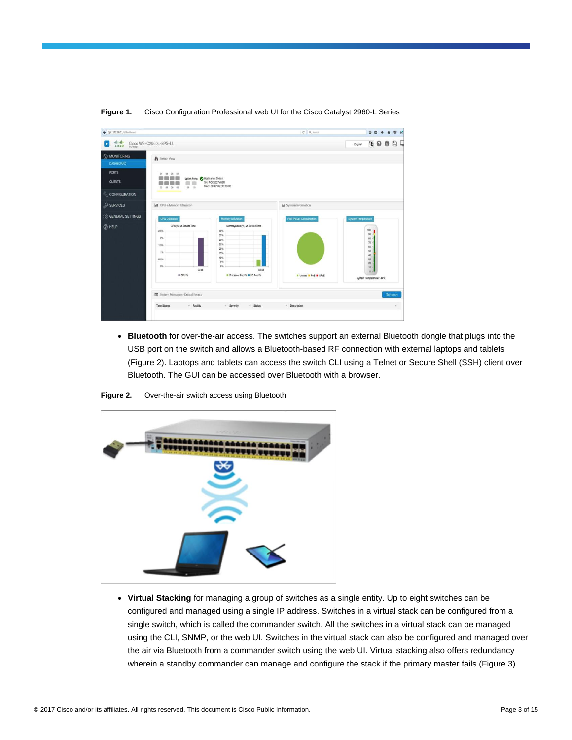**Figure 1.** Cisco Configuration Professional web UI for the Cisco Catalyst 2960-L Series

- **Bluetooth** for over-the-air access. The switches support an external Bluetooth dongle that plugs into the USB port on the switch and allows a Bluetooth-based RF connection with external laptops and tablets (Figure 2). Laptops and tablets can access the switch CLI using a Telnet or Secure Shell (SSH) client over Bluetooth. The GUI can be accessed over Bluetooth with a browser.

**Figure 2.** Over-the-air switch access using Bluetooth

- **Virtual Stacking** for managing a group of switches as a single entity. Up to eight switches can be configured and managed using a single IP address. Switches in a virtual stack can be configured from a single switch, which is called the commander switch. All the switches in a virtual stack can be managed using the CLI, SNMP, or the web UI. Switches in the virtual stack can also be configured and managed over the air via Bluetooth from a commander switch using the web UI. Virtual stacking also offers redundancy wherein a standby commander can manage and configure the stack if the primary master fails (Figure 3).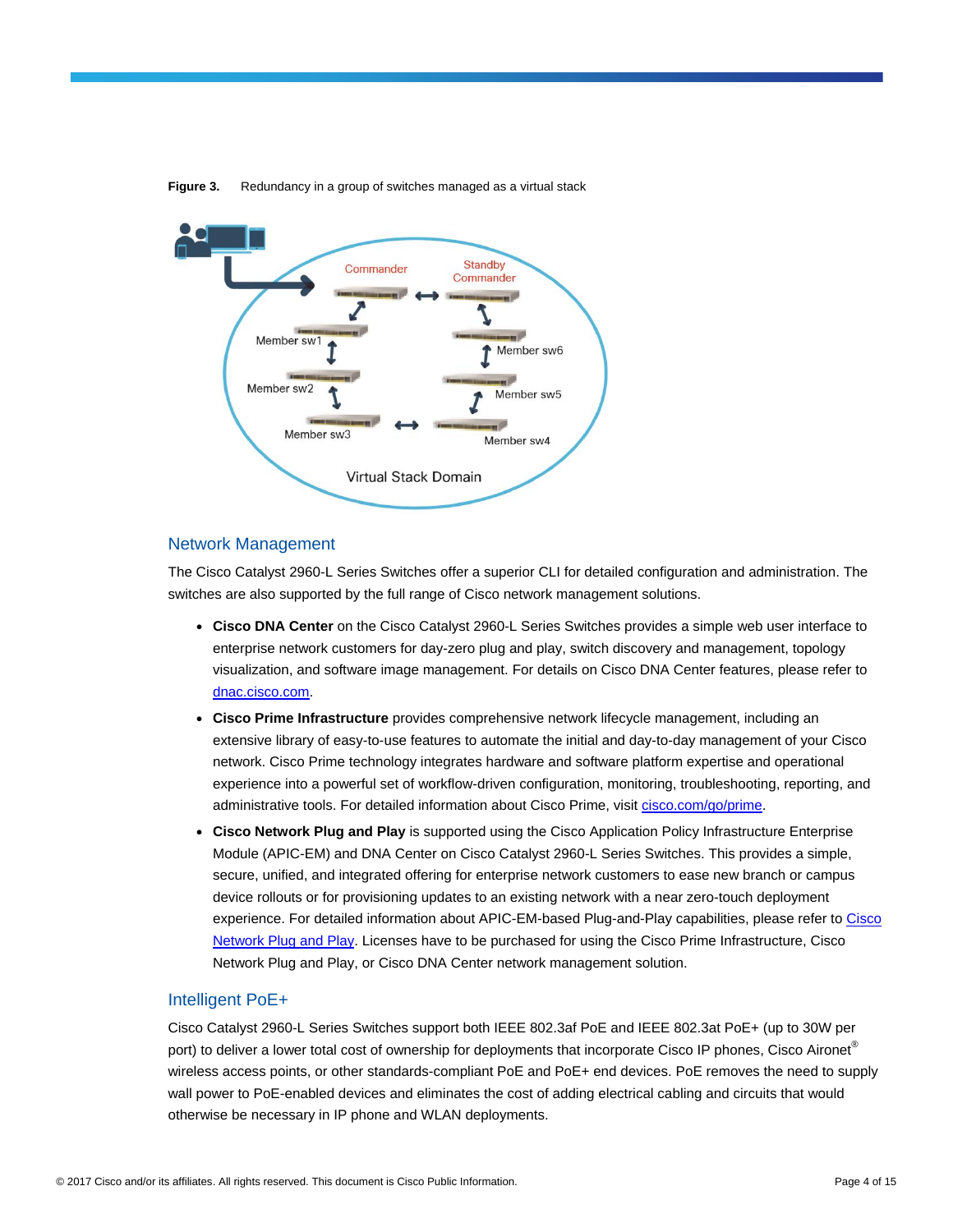**Figure 3.** Redundancy in a group of switches managed as a virtual stack

## Network Management

The Cisco Catalyst 2960-L Series Switches offer a superior CLI for detailed configuration and administration. The switches are also supported by the full range of Cisco network management solutions.

- **Cisco DNA Center** on the Cisco Catalyst 2960-L Series Switches provides a simple web user interface to enterprise network customers for day-zero plug and play, switch discovery and management, topology visualization, and software image management. For details on Cisco DNA Center features, please refer to dnac.cisco.com.
- **Cisco Prime Infrastructure** provides comprehensive network lifecycle management, including an extensive library of easy-to-use features to automate the initial and day-to-day management of your Cisco network. Cisco Prime technology integrates hardware and software platform expertise and operational experience into a powerful set of workflow-driven configuration, monitoring, troubleshooting, reporting, and administrative tools. For detailed information about Cisco Prime, visit cisco.com/go/prime.
- **Cisco Network Plug and Play** is supported using the Cisco Application Policy Infrastructure Enterprise Module (APIC-EM) and DNA Center on Cisco Catalyst 2960-L Series Switches. This provides a simple, secure, unified, and integrated offering for enterprise network customers to ease new branch or campus device rollouts or for provisioning updates to an existing network with a near zero-touch deployment experience. For detailed information about APIC-EM-based Plug-and-Play capabilities, please refer to Cisco Network Plug and Play. Licenses have to be purchased for using the Cisco Prime Infrastructure, Cisco Network Plug and Play, or Cisco DNA Center network management solution.

## Intelligent PoE+

Cisco Catalyst 2960-L Series Switches support both IEEE 802.3af PoE and IEEE 802.3at PoE+ (up to 30W per port) to deliver a lower total cost of ownership for deployments that incorporate Cisco IP phones, Cisco Aironet® wireless access points, or other standards-compliant PoE and PoE+ end devices. PoE removes the need to supply wall power to PoE-enabled devices and eliminates the cost of adding electrical cabling and circuits that would otherwise be necessary in IP phone and WLAN deployments.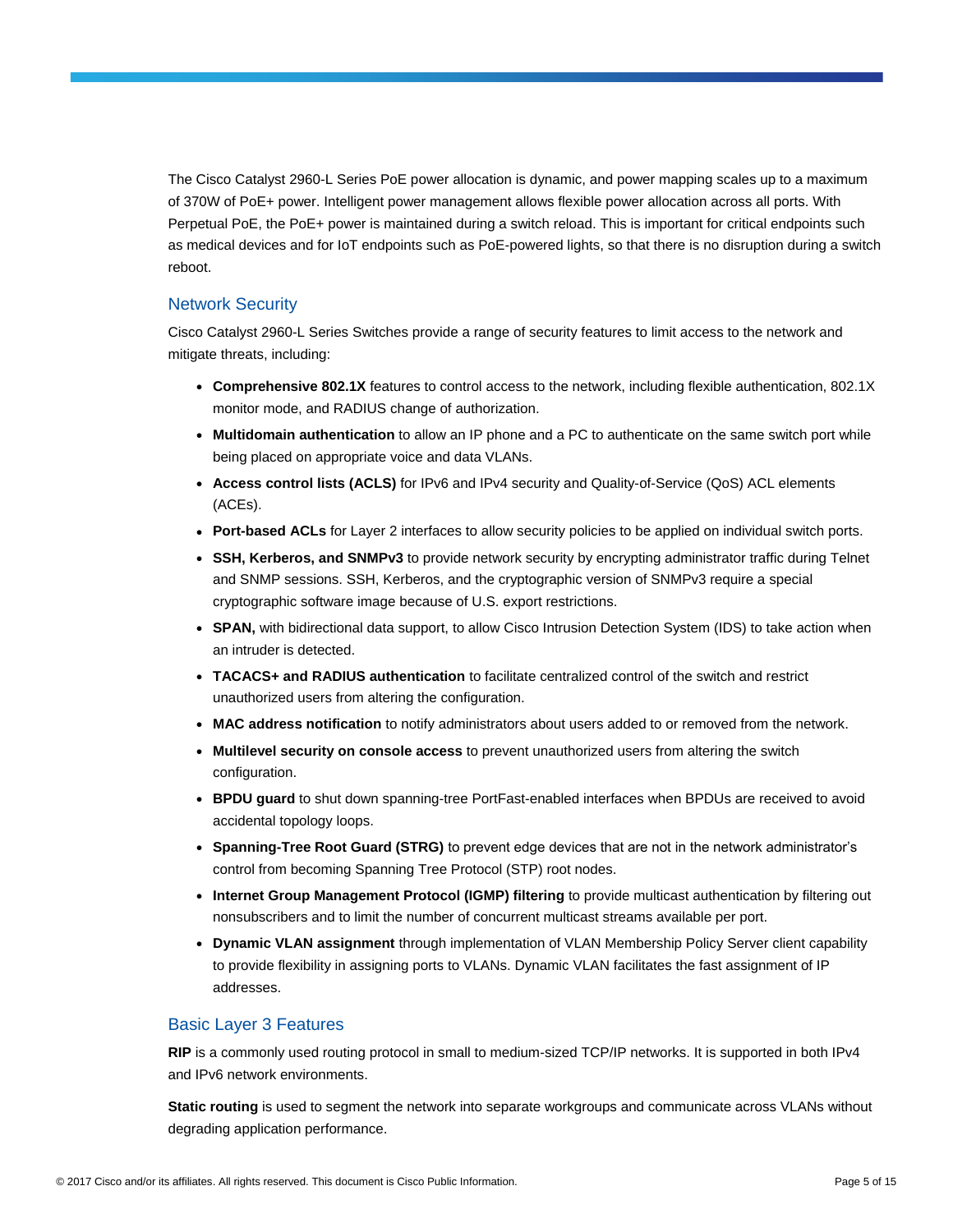The Cisco Catalyst 2960-L Series PoE power allocation is dynamic, and power mapping scales up to a maximum of 370W of PoE+ power. Intelligent power management allows flexible power allocation across all ports. With Perpetual PoE, the PoE+ power is maintained during a switch reload. This is important for critical endpoints such as medical devices and for IoT endpoints such as PoE-powered lights, so that there is no disruption during a switch reboot.

## Network Security

Cisco Catalyst 2960-L Series Switches provide a range of security features to limit access to the network and mitigate threats, including:

- **Comprehensive 802.1X** features to control access to the network, including flexible authentication, 802.1X monitor mode, and RADIUS change of authorization.
- **Multidomain authentication** to allow an IP phone and a PC to authenticate on the same switch port while being placed on appropriate voice and data VLANs.
- **Access control lists (ACLS)** for IPv6 and IPv4 security and Quality-of-Service (QoS) ACL elements (ACEs).
- **Port-based ACLs** for Layer 2 interfaces to allow security policies to be applied on individual switch ports.
- **SSH, Kerberos, and SNMPv3** to provide network security by encrypting administrator traffic during Telnet and SNMP sessions. SSH, Kerberos, and the cryptographic version of SNMPv3 require a special cryptographic software image because of U.S. export restrictions.
- **SPAN,** with bidirectional data support, to allow Cisco Intrusion Detection System (IDS) to take action when an intruder is detected.
- **TACACS+ and RADIUS authentication** to facilitate centralized control of the switch and restrict unauthorized users from altering the configuration.
- **MAC address notification** to notify administrators about users added to or removed from the network.
- **Multilevel security on console access** to prevent unauthorized users from altering the switch configuration.
- **BPDU guard** to shut down spanning-tree PortFast-enabled interfaces when BPDUs are received to avoid accidental topology loops.
- **Spanning-Tree Root Guard (STRG)** to prevent edge devices that are not in the network administrator's control from becoming Spanning Tree Protocol (STP) root nodes.
- **Internet Group Management Protocol (IGMP) filtering** to provide multicast authentication by filtering out nonsubscribers and to limit the number of concurrent multicast streams available per port.
- **Dynamic VLAN assignment** through implementation of VLAN Membership Policy Server client capability to provide flexibility in assigning ports to VLANs. Dynamic VLAN facilitates the fast assignment of IP addresses.

## Basic Layer 3 Features

**RIP** is a commonly used routing protocol in small to medium-sized TCP/IP networks. It is supported in both IPv4 and IPv6 network environments.

**Static routing** is used to segment the network into separate workgroups and communicate across VLANs without degrading application performance.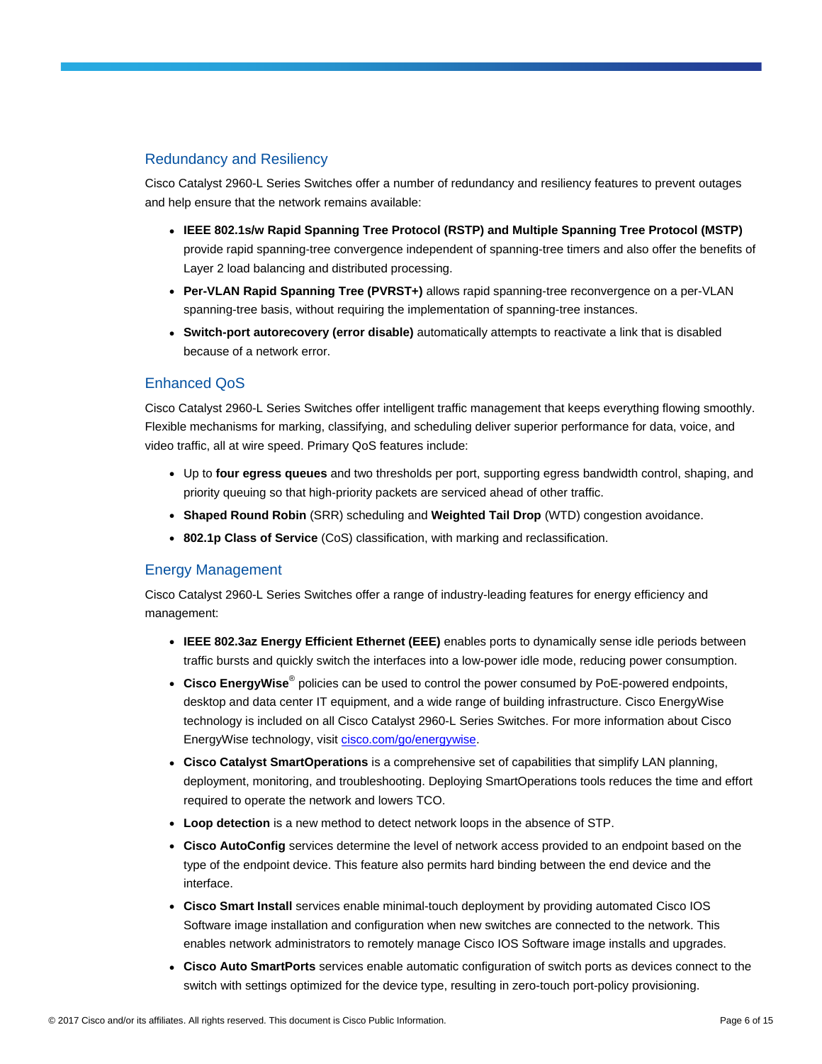## Redundancy and Resiliency

Cisco Catalyst 2960-L Series Switches offer a number of redundancy and resiliency features to prevent outages and help ensure that the network remains available:

- **IEEE 802.1s/w Rapid Spanning Tree Protocol (RSTP) and Multiple Spanning Tree Protocol (MSTP)** provide rapid spanning-tree convergence independent of spanning-tree timers and also offer the benefits of Layer 2 load balancing and distributed processing.
- **Per-VLAN Rapid Spanning Tree (PVRST+)** allows rapid spanning-tree reconvergence on a per-VLAN spanning-tree basis, without requiring the implementation of spanning-tree instances.
- **Switch-port autorecovery (error disable)** automatically attempts to reactivate a link that is disabled because of a network error.

## Enhanced QoS

Cisco Catalyst 2960-L Series Switches offer intelligent traffic management that keeps everything flowing smoothly. Flexible mechanisms for marking, classifying, and scheduling deliver superior performance for data, voice, and video traffic, all at wire speed. Primary QoS features include:

- Up to **four egress queues** and two thresholds per port, supporting egress bandwidth control, shaping, and priority queuing so that high-priority packets are serviced ahead of other traffic.
- **Shaped Round Robin** (SRR) scheduling and **Weighted Tail Drop** (WTD) congestion avoidance.
- **802.1p Class of Service** (CoS) classification, with marking and reclassification.

## Energy Management

Cisco Catalyst 2960-L Series Switches offer a range of industry-leading features for energy efficiency and management:

- **IEEE 802.3az Energy Efficient Ethernet (EEE)** enables ports to dynamically sense idle periods between traffic bursts and quickly switch the interfaces into a low-power idle mode, reducing power consumption.
- **Cisco EnergyWise®** policies can be used to control the power consumed by PoE-powered endpoints, desktop and data center IT equipment, and a wide range of building infrastructure. Cisco EnergyWise technology is included on all Cisco Catalyst 2960-L Series Switches. For more information about Cisco EnergyWise technology, visit [cisco.com/go/energywise](http://cisco.com/go/energywise).
- **Cisco Catalyst SmartOperations** is a comprehensive set of capabilities that simplify LAN planning, deployment, monitoring, and troubleshooting. Deploying SmartOperations tools reduces the time and effort required to operate the network and lowers TCO.
- **Loop detection** is a new method to detect network loops in the absence of STP.
- **Cisco AutoConfig** services determine the level of network access provided to an endpoint based on the type of the endpoint device. This feature also permits hard binding between the end device and the interface.
- **Cisco Smart Install** services enable minimal-touch deployment by providing automated Cisco IOS Software image installation and configuration when new switches are connected to the network. This enables network administrators to remotely manage Cisco IOS Software image installs and upgrades.
- **Cisco Auto SmartPorts** services enable automatic configuration of switch ports as devices connect to the switch with settings optimized for the device type, resulting in zero-touch port-policy provisioning.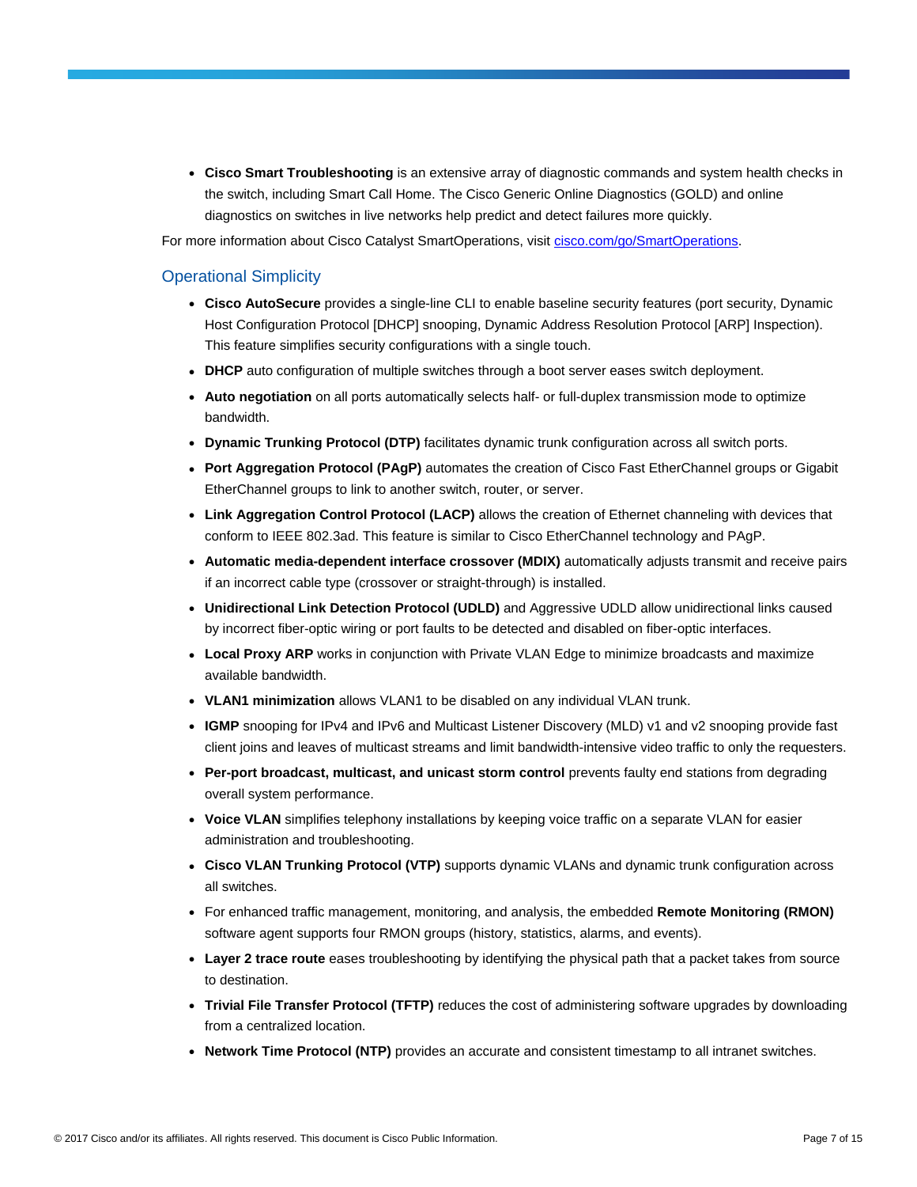- **Cisco Smart Troubleshooting** is an extensive array of diagnostic commands and system health checks in the switch, including Smart Call Home. The Cisco Generic Online Diagnostics (GOLD) and online diagnostics on switches in live networks help predict and detect failures more quickly.

For more information about Cisco Catalyst SmartOperations, visit [cisco.com/go/SmartOperations](http://cisco.com/go/SmartOperations).

## Operational Simplicity

- **Cisco AutoSecure** provides a single-line CLI to enable baseline security features (port security, Dynamic Host Configuration Protocol [DHCP] snooping, Dynamic Address Resolution Protocol [ARP] Inspection). This feature simplifies security configurations with a single touch.
- **DHCP** auto configuration of multiple switches through a boot server eases switch deployment.
- **Auto negotiation** on all ports automatically selects half- or full-duplex transmission mode to optimize bandwidth.
- **Dynamic Trunking Protocol (DTP)** facilitates dynamic trunk configuration across all switch ports.
- **Port Aggregation Protocol (PAgP)** automates the creation of Cisco Fast EtherChannel groups or Gigabit EtherChannel groups to link to another switch, router, or server.
- **Link Aggregation Control Protocol (LACP)** allows the creation of Ethernet channeling with devices that conform to IEEE 802.3ad. This feature is similar to Cisco EtherChannel technology and PAgP.
- **Automatic media-dependent interface crossover (MDIX)** automatically adjusts transmit and receive pairs if an incorrect cable type (crossover or straight-through) is installed.
- **Unidirectional Link Detection Protocol (UDLD)** and Aggressive UDLD allow unidirectional links caused by incorrect fiber-optic wiring or port faults to be detected and disabled on fiber-optic interfaces.
- **Local Proxy ARP** works in conjunction with Private VLAN Edge to minimize broadcasts and maximize available bandwidth.
- **VLAN1 minimization** allows VLAN1 to be disabled on any individual VLAN trunk.
- **IGMP** snooping for IPv4 and IPv6 and Multicast Listener Discovery (MLD) v1 and v2 snooping provide fast client joins and leaves of multicast streams and limit bandwidth-intensive video traffic to only the requesters.
- **Per-port broadcast, multicast, and unicast storm control** prevents faulty end stations from degrading overall system performance.
- **Voice VLAN** simplifies telephony installations by keeping voice traffic on a separate VLAN for easier administration and troubleshooting.
- **Cisco VLAN Trunking Protocol (VTP)** supports dynamic VLANs and dynamic trunk configuration across all switches.
- For enhanced traffic management, monitoring, and analysis, the embedded **Remote Monitoring (RMON)** software agent supports four RMON groups (history, statistics, alarms, and events).
- **Layer 2 trace route** eases troubleshooting by identifying the physical path that a packet takes from source to destination.
- **Trivial File Transfer Protocol (TFTP)** reduces the cost of administering software upgrades by downloading from a centralized location.
- **Network Time Protocol (NTP)** provides an accurate and consistent timestamp to all intranet switches.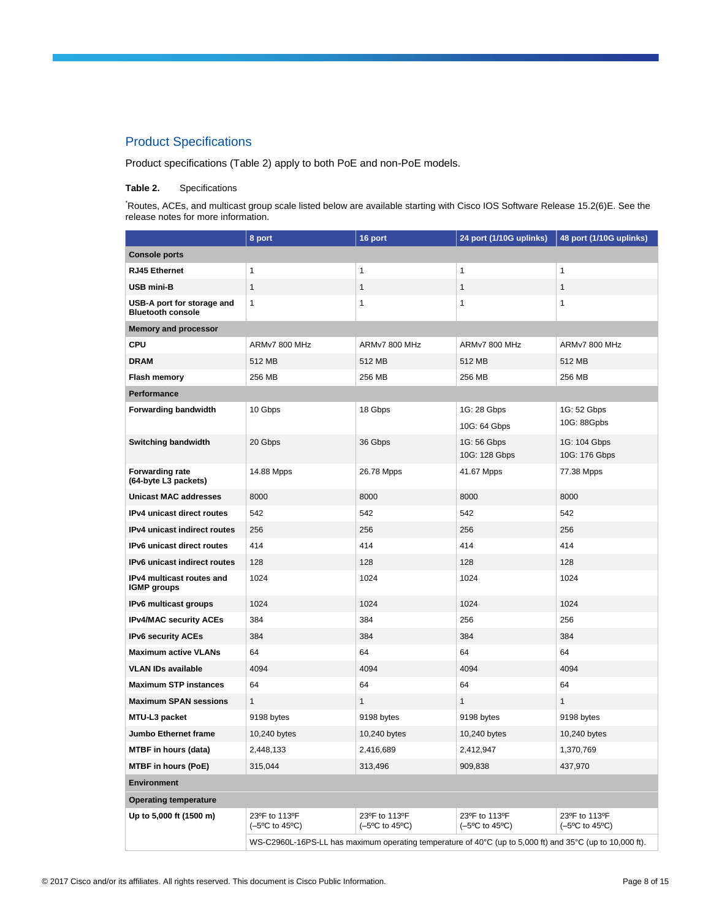## Product Specifications

Product specifications (Table 2) apply to both PoE and non-PoE models.

**Table 2.** Specifications

*Routes, ACEs, and multicast group scale listed below are available starting with Cisco IOS Software Release 15.2(6)E. See the release notes for more information.

| | 8 port | 16 port | 24 port (1/10G uplinks) | 48 port (1/10G uplinks) |
|---|---|---|---|---|
| **Console ports** | | | | |
| **RJ45 Ethernet** | 1 | 1 | 1 | 1 |
| **USB mini-B** | 1 | 1 | 1 | 1 |
| **USB-A port for storage and Bluetooth console** | 1 | 1 | 1 | 1 |
| **Memory and processor** | | | | |
| **CPU** | ARMv7 800 MHz | ARMv7 800 MHz | ARMv7 800 MHz | ARMv7 800 MHz |
| **DRAM** | 512 MB | 512 MB | 512 MB | 512 MB |
| **Flash memory** | 256 MB | 256 MB | 256 MB | 256 MB |
| **Performance** | | | | |
| **Forwarding bandwidth** | 10 Gbps | 18 Gbps | 1G: 28 Gbps<br>10G: 64 Gbps | 1G: 52 Gbps<br>10G: 88Gpbs |
| **Switching bandwidth** | 20 Gbps | 36 Gbps | 1G: 56 Gbps<br>10G: 128 Gbps | 1G: 104 Gbps<br>10G: 176 Gbps |
| **Forwarding rate (64-byte L3 packets)** | 14.88 Mpps | 26.78 Mpps | 41.67 Mpps | 77.38 Mpps |
| **Unicast MAC addresses** | 8000 | 8000 | 8000 | 8000 |
| **IPv4 unicast direct routes** | 542 | 542 | 542 | 542 |
| **IPv4 unicast indirect routes** | 256 | 256 | 256 | 256 |
| **IPv6 unicast direct routes** | 414 | 414 | 414 | 414 |
| **IPv6 unicast indirect routes** | 128 | 128 | 128 | 128 |
| **IPv4 multicast routes and IGMP groups** | 1024 | 1024 | 1024 | 1024 |
| **IPv6 multicast groups** | 1024 | 1024 | 1024 | 1024 |
| **IPv4/MAC security ACEs** | 384 | 384 | 256 | 256 |
| **IPv6 security ACEs** | 384 | 384 | 384 | 384 |
| **Maximum active VLANs** | 64 | 64 | 64 | 64 |
| **VLAN IDs available** | 4094 | 4094 | 4094 | 4094 |
| **Maximum STP instances** | 64 | 64 | 64 | 64 |
| **Maximum SPAN sessions** | 1 | 1 | 1 | 1 |
| **MTU-L3 packet** | 9198 bytes | 9198 bytes | 9198 bytes | 9198 bytes |
| **Jumbo Ethernet frame** | 10,240 bytes | 10,240 bytes | 10,240 bytes | 10,240 bytes |
| **MTBF in hours (data)** | 2,448,133 | 2,416,689 | 2,412,947 | 1,370,769 |
| **MTBF in hours (PoE)** | 315,044 | 313,496 | 909,838 | 437,970 |
| **Environment** | | | | |
| **Operating temperature** | | | | |
| **Up to 5,000 ft (1500 m)** | 23ºF to 113ºF (–5ºC to 45ºC) | 23ºF to 113ºF (–5ºC to 45ºC) | 23ºF to 113ºF (–5ºC to 45ºC) | 23ºF to 113ºF (–5ºC to 45ºC) |
| | WS-C2960L-16PS-LL has maximum operating temperature of 40°C (up to 5,000 ft) and 35°C (up to 10,000 ft). | | | |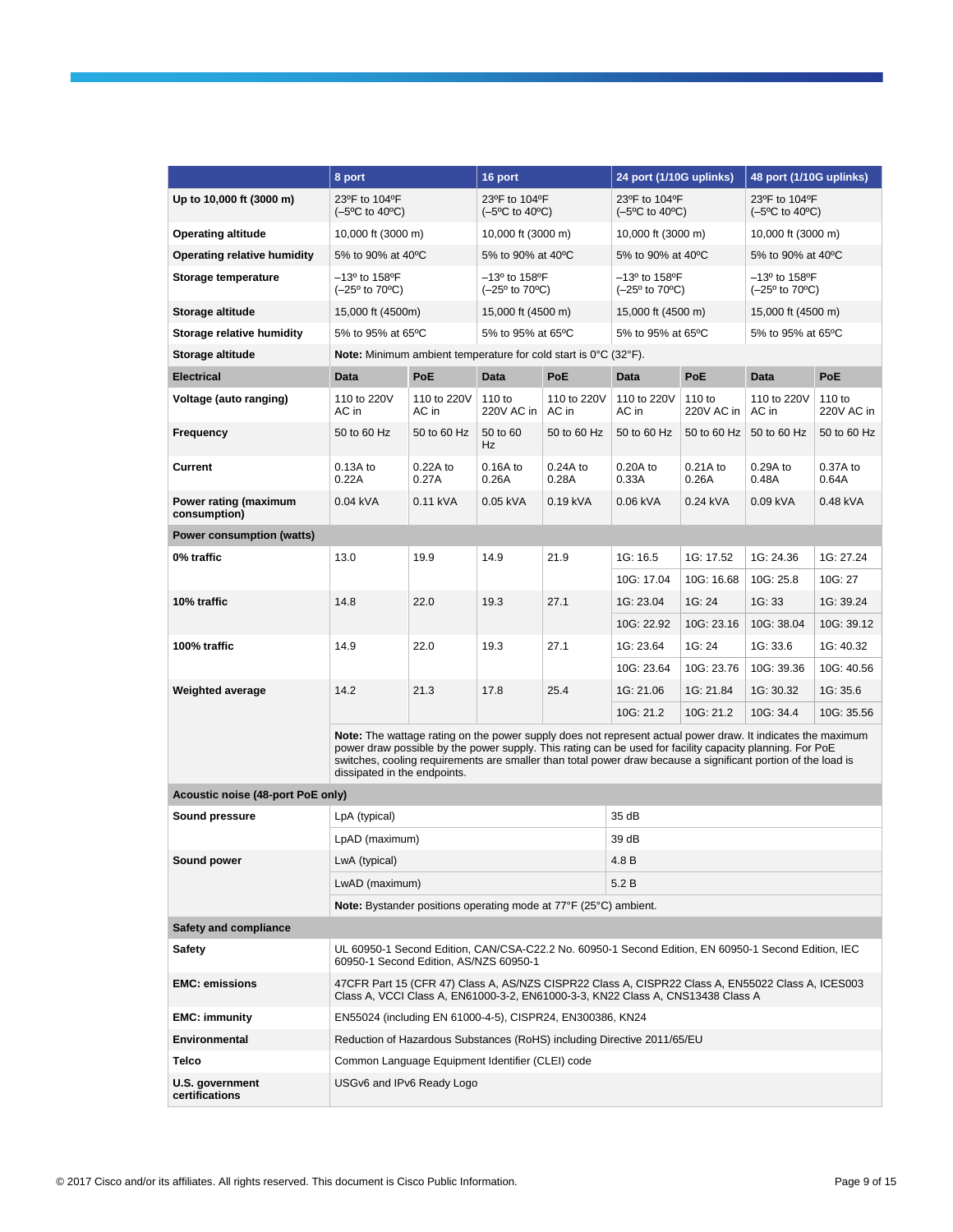| | 8 port | | 16 port | | 24 port (1/10G uplinks) | | 48 port (1/10G uplinks) | |
|---|---|---|---|---|---|---|---|---|
| **Up to 10,000 ft (3000 m)** | 23ºF to 104ºF (–5ºC to 40ºC) | | 23ºF to 104ºF (–5ºC to 40ºC) | | 23ºF to 104ºF (–5ºC to 40ºC) | | 23ºF to 104ºF (–5ºC to 40ºC) | |
| **Operating altitude** | 10,000 ft (3000 m) | | 10,000 ft (3000 m) | | 10,000 ft (3000 m) | | 10,000 ft (3000 m) | |
| **Operating relative humidity** | 5% to 90% at 40ºC | | 5% to 90% at 40ºC | | 5% to 90% at 40ºC | | 5% to 90% at 40ºC | |
| **Storage temperature** | –13º to 158ºF (–25º to 70ºC) | | –13º to 158ºF (–25º to 70ºC) | | –13º to 158ºF (–25º to 70ºC) | | –13º to 158ºF (–25º to 70ºC) | |
| **Storage altitude** | 15,000 ft (4500m) | | 15,000 ft (4500 m) | | 15,000 ft (4500 m) | | 15,000 ft (4500 m) | |
| **Storage relative humidity** | 5% to 95% at 65ºC | | 5% to 95% at 65ºC | | 5% to 95% at 65ºC | | 5% to 95% at 65ºC | |
| **Storage altitude** | **Note:** Minimum ambient temperature for cold start is 0°C (32°F). | | | | | | | |
| **Electrical** | **Data** | **PoE** | **Data** | **PoE** | **Data** | **PoE** | **Data** | **PoE** |
| **Voltage (auto ranging)** | 110 to 220V AC in | 110 to 220V AC in | 110 to 220V AC in | 110 to 220V AC in | 110 to 220V AC in | 110 to 220V AC in | 110 to 220V AC in | 110 to 220V AC in |
| **Frequency** | 50 to 60 Hz | 50 to 60 Hz | 50 to 60 Hz | 50 to 60 Hz | 50 to 60 Hz | 50 to 60 Hz | 50 to 60 Hz | 50 to 60 Hz |
| **Current** | 0.13A to 0.22A | 0.22A to 0.27A | 0.16A to 0.26A | 0.24A to 0.28A | 0.20A to 0.33A | 0.21A to 0.26A | 0.29A to 0.48A | 0.37A to 0.64A |
| **Power rating (maximum consumption)** | 0.04 kVA | 0.11 kVA | 0.05 kVA | 0.19 kVA | 0.06 kVA | 0.24 kVA | 0.09 kVA | 0.48 kVA |
| **Power consumption (watts)** | | | | | | | | |
| **0% traffic** | 13.0 | 19.9 | 14.9 | 21.9 | 1G: 16.5 | 1G: 17.52 | 1G: 24.36 | 1G: 27.24 |
| | | | | | 10G: 17.04 | 10G: 16.68 | 10G: 25.8 | 10G: 27 |
| **10% traffic** | 14.8 | 22.0 | 19.3 | 27.1 | 1G: 23.04 | 1G: 24 | 1G: 33 | 1G: 39.24 |
| | | | | | 10G: 22.92 | 10G: 23.16 | 10G: 38.04 | 10G: 39.12 |
| **100% traffic** | 14.9 | 22.0 | 19.3 | 27.1 | 1G: 23.64 | 1G: 24 | 1G: 33.6 | 1G: 40.32 |
| | | | | | 10G: 23.64 | 10G: 23.76 | 10G: 39.36 | 10G: 40.56 |
| **Weighted average** | 14.2 | 21.3 | 17.8 | 25.4 | 1G: 21.06 | 1G: 21.84 | 1G: 30.32 | 1G: 35.6 |
| | | | | | 10G: 21.2 | 10G: 21.2 | 10G: 34.4 | 10G: 35.56 |
| | **Note:** The wattage rating on the power supply does not represent actual power draw. It indicates the maximum power draw possible by the power supply. This rating can be used for facility capacity planning. For PoE switches, cooling requirements are smaller than total power draw because a significant portion of the load is dissipated in the endpoints. | | | | | | | |
| **Acoustic noise (48-port PoE only)** | | | | | | | | |
| **Sound pressure** | LpA (typical) | | | | 35 dB | | | |
| | LpAD (maximum) | | | | 39 dB | | | |
| **Sound power** | LwA (typical) | | | | 4.8 B | | | |
| | LwAD (maximum) | | | | 5.2 B | | | |
| | **Note:** Bystander positions operating mode at 77°F (25°C) ambient. | | | | | | | |
| **Safety and compliance** | | | | | | | | |
| **Safety** | UL 60950-1 Second Edition, CAN/CSA-C22.2 No. 60950-1 Second Edition, EN 60950-1 Second Edition, IEC 60950-1 Second Edition, AS/NZS 60950-1 | | | | | | | |
| **EMC: emissions** | 47CFR Part 15 (CFR 47) Class A, AS/NZS CISPR22 Class A, CISPR22 Class A, EN55022 Class A, ICES003 Class A, VCCI Class A, EN61000-3-2, EN61000-3-3, KN22 Class A, CNS13438 Class A | | | | | | | |
| **EMC: immunity** | EN55024 (including EN 61000-4-5), CISPR24, EN300386, KN24 | | | | | | | |
| **Environmental** | Reduction of Hazardous Substances (RoHS) including Directive 2011/65/EU | | | | | | | |
| **Telco** | Common Language Equipment Identifier (CLEI) code | | | | | | | |
| **U.S. government certifications** | USGv6 and IPv6 Ready Logo | | | | | | | |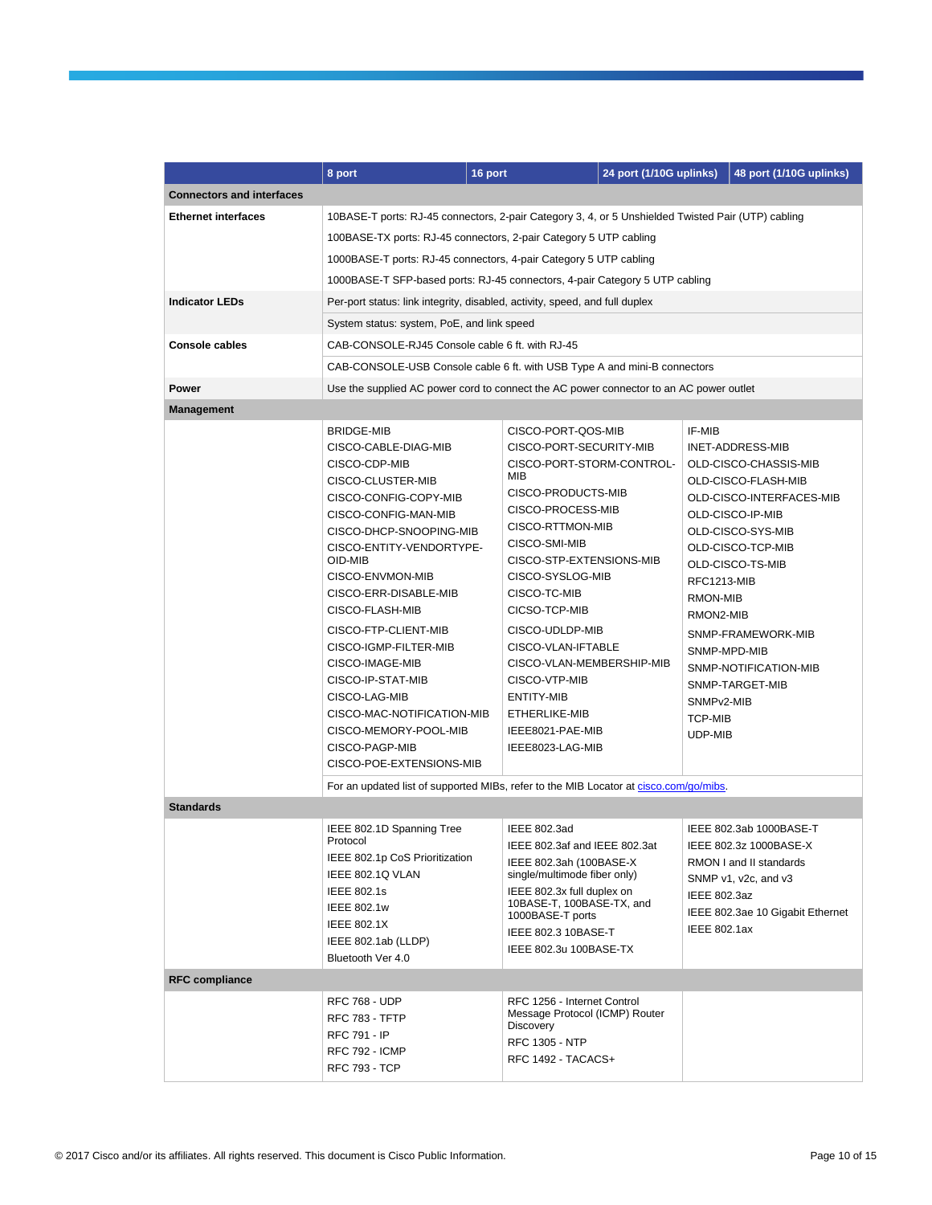| | 8 port | 16 port | 24 port (1/10G uplinks) | 48 port (1/10G uplinks) |
|---|---|---|---|---|
| **Connectors and interfaces** | | | | |
| **Ethernet interfaces** | 10BASE-T ports: RJ-45 connectors, 2-pair Category 3, 4, or 5 Unshielded Twisted Pair (UTP) cabling | | | |
| | 100BASE-TX ports: RJ-45 connectors, 2-pair Category 5 UTP cabling | | | |
| | 1000BASE-T ports: RJ-45 connectors, 4-pair Category 5 UTP cabling | | | |
| | 1000BASE-T SFP-based ports: RJ-45 connectors, 4-pair Category 5 UTP cabling | | | |
| **Indicator LEDs** | Per-port status: link integrity, disabled, activity, speed, and full duplex | | | |
| | System status: system, PoE, and link speed | | | |
| **Console cables** | CAB-CONSOLE-RJ45 Console cable 6 ft. with RJ-45 | | | |
| | CAB-CONSOLE-USB Console cable 6 ft. with USB Type A and mini-B connectors | | | |
| **Power** | Use the supplied AC power cord to connect the AC power connector to an AC power outlet | | | |
| **Management** | | | | |
| | BRIDGE-MIB<br>CISCO-CABLE-DIAG-MIB<br>CISCO-CDP-MIB<br>CISCO-CLUSTER-MIB<br>CISCO-CONFIG-COPY-MIB<br>CISCO-CONFIG-MAN-MIB<br>CISCO-DHCP-SNOOPING-MIB<br>CISCO-ENTITY-VENDORTYPE-OID-MIB<br>CISCO-ENVMON-MIB<br>CISCO-ERR-DISABLE-MIB<br>CISCO-FLASH-MIB<br>CISCO-FTP-CLIENT-MIB<br>CISCO-IGMP-FILTER-MIB<br>CISCO-IMAGE-MIB<br>CISCO-IP-STAT-MIB<br>CISCO-LAG-MIB<br>CISCO-MAC-NOTIFICATION-MIB<br>CISCO-MEMORY-POOL-MIB<br>CISCO-PAGP-MIB<br>CISCO-POE-EXTENSIONS-MIB | CISCO-PORT-QOS-MIB<br>CISCO-PORT-SECURITY-MIB<br>CISCO-PORT-STORM-CONTROL-MIB<br>CISCO-PRODUCTS-MIB<br>CISCO-PROCESS-MIB<br>CISCO-RTTMON-MIB<br>CISCO-SMI-MIB<br>CISCO-STP-EXTENSIONS-MIB<br>CISCO-SYSLOG-MIB<br>CISCO-TC-MIB<br>CICSO-TCP-MIB<br>CISCO-UDLDP-MIB<br>CISCO-VLAN-IFTABLE<br>CISCO-VLAN-MEMBERSHIP-MIB<br>CISCO-VTP-MIB<br>ENTITY-MIB<br>ETHERLIKE-MIB<br>IEEE8021-PAE-MIB<br>IEEE8023-LAG-MIB | IF-MIB<br>INET-ADDRESS-MIB<br>OLD-CISCO-CHASSIS-MIB<br>OLD-CISCO-FLASH-MIB<br>OLD-CISCO-INTERFACES-MIB<br>OLD-CISCO-IP-MIB<br>OLD-CISCO-SYS-MIB<br>OLD-CISCO-TCP-MIB<br>OLD-CISCO-TS-MIB<br>RFC1213-MIB<br>RMON-MIB<br>RMON2-MIB<br>SNMP-FRAMEWORK-MIB<br>SNMP-MPD-MIB<br>SNMP-NOTIFICATION-MIB<br>SNMP-TARGET-MIB<br>SNMPv2-MIB<br>TCP-MIB<br>UDP-MIB | |
| | For an updated list of supported MIBs, refer to the MIB Locator at [cisco.com/go/mibs](http://cisco.com/go/mibs). | | | |
| **Standards** | | | | |
| | IEEE 802.1D Spanning Tree Protocol<br>IEEE 802.1p CoS Prioritization<br>IEEE 802.1Q VLAN<br>IEEE 802.1s<br>IEEE 802.1w<br>IEEE 802.1X<br>IEEE 802.1ab (LLDP)<br>Bluetooth Ver 4.0 | IEEE 802.3ad<br>IEEE 802.3af and IEEE 802.3at<br>IEEE 802.3ah (100BASE-X single/multimode fiber only)<br>IEEE 802.3x full duplex on 10BASE-T, 100BASE-TX, and 1000BASE-T ports<br>IEEE 802.3 10BASE-T<br>IEEE 802.3u 100BASE-TX | IEEE 802.3ab 1000BASE-T<br>IEEE 802.3z 1000BASE-X<br>RMON I and II standards<br>SNMP v1, v2c, and v3<br>IEEE 802.3az<br>IEEE 802.3ae 10 Gigabit Ethernet<br>IEEE 802.1ax | |
| **RFC compliance** | | | | |
| | RFC 768 - UDP<br>RFC 783 - TFTP<br>RFC 791 - IP<br>RFC 792 - ICMP<br>RFC 793 - TCP | RFC 1256 - Internet Control Message Protocol (ICMP) Router Discovery<br>RFC 1305 - NTP<br>RFC 1492 - TACACS+ | | |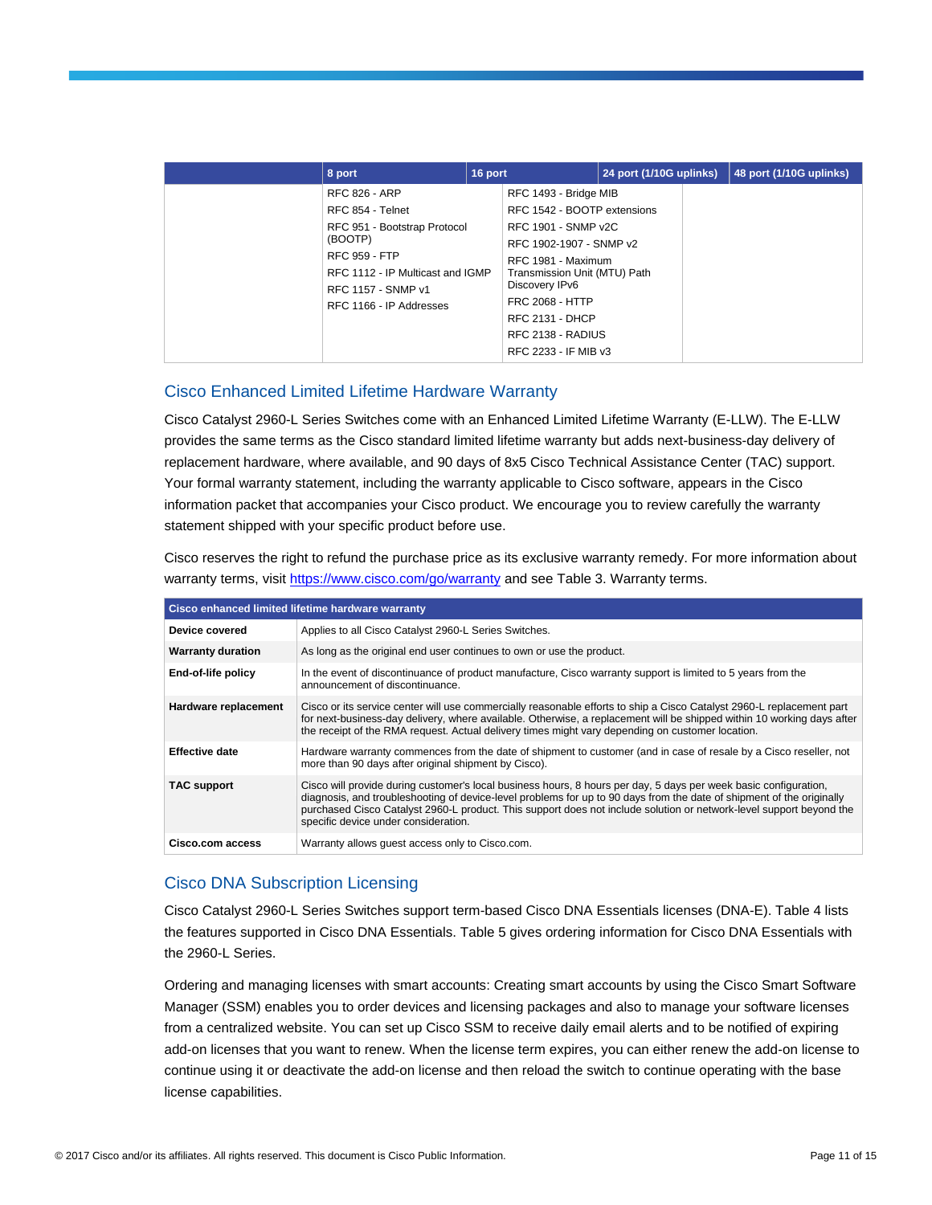| | 8 port | 16 port | 24 port (1/10G uplinks) | 48 port (1/10G uplinks) |
|---|---|---|---|---|
| | RFC 826 - ARP<br>RFC 854 - Telnet<br>RFC 951 - Bootstrap Protocol (BOOTP)<br>RFC 959 - FTP<br>RFC 1112 - IP Multicast and IGMP<br>RFC 1157 - SNMP v1<br>RFC 1166 - IP Addresses | RFC 1493 - Bridge MIB<br>RFC 1542 - BOOTP extensions<br>RFC 1901 - SNMP v2C<br>RFC 1902-1907 - SNMP v2<br>RFC 1981 - Maximum Transmission Unit (MTU) Path Discovery IPv6<br>FRC 2068 - HTTP<br>RFC 2131 - DHCP<br>RFC 2138 - RADIUS<br>RFC 2233 - IF MIB v3 | | |

## Cisco Enhanced Limited Lifetime Hardware Warranty

Cisco Catalyst 2960-L Series Switches come with an Enhanced Limited Lifetime Warranty (E-LLW). The E-LLW provides the same terms as the Cisco standard limited lifetime warranty but adds next-business-day delivery of replacement hardware, where available, and 90 days of 8x5 Cisco Technical Assistance Center (TAC) support. Your formal warranty statement, including the warranty applicable to Cisco software, appears in the Cisco information packet that accompanies your Cisco product. We encourage you to review carefully the warranty statement shipped with your specific product before use.

Cisco reserves the right to refund the purchase price as its exclusive warranty remedy. For more information about warranty terms, visit https://www.cisco.com/go/warranty and see Table 3. Warranty terms.

| Cisco enhanced limited lifetime hardware warranty | |
|---|---|
| **Device covered** | Applies to all Cisco Catalyst 2960-L Series Switches. |
| **Warranty duration** | As long as the original end user continues to own or use the product. |
| **End-of-life policy** | In the event of discontinuance of product manufacture, Cisco warranty support is limited to 5 years from the announcement of discontinuance. |
| **Hardware replacement** | Cisco or its service center will use commercially reasonable efforts to ship a Cisco Catalyst 2960-L replacement part for next-business-day delivery, where available. Otherwise, a replacement will be shipped within 10 working days after the receipt of the RMA request. Actual delivery times might vary depending on customer location. |
| **Effective date** | Hardware warranty commences from the date of shipment to customer (and in case of resale by a Cisco reseller, not more than 90 days after original shipment by Cisco). |
| **TAC support** | Cisco will provide during customer's local business hours, 8 hours per day, 5 days per week basic configuration, diagnosis, and troubleshooting of device-level problems for up to 90 days from the date of shipment of the originally purchased Cisco Catalyst 2960-L product. This support does not include solution or network-level support beyond the specific device under consideration. |
| **Cisco.com access** | Warranty allows guest access only to Cisco.com. |

## Cisco DNA Subscription Licensing

Cisco Catalyst 2960-L Series Switches support term-based Cisco DNA Essentials licenses (DNA-E). Table 4 lists the features supported in Cisco DNA Essentials. Table 5 gives ordering information for Cisco DNA Essentials with the 2960-L Series.

Ordering and managing licenses with smart accounts: Creating smart accounts by using the Cisco Smart Software Manager (SSM) enables you to order devices and licensing packages and also to manage your software licenses from a centralized website. You can set up Cisco SSM to receive daily email alerts and to be notified of expiring add-on licenses that you want to renew. When the license term expires, you can either renew the add-on license to continue using it or deactivate the add-on license and then reload the switch to continue operating with the base license capabilities.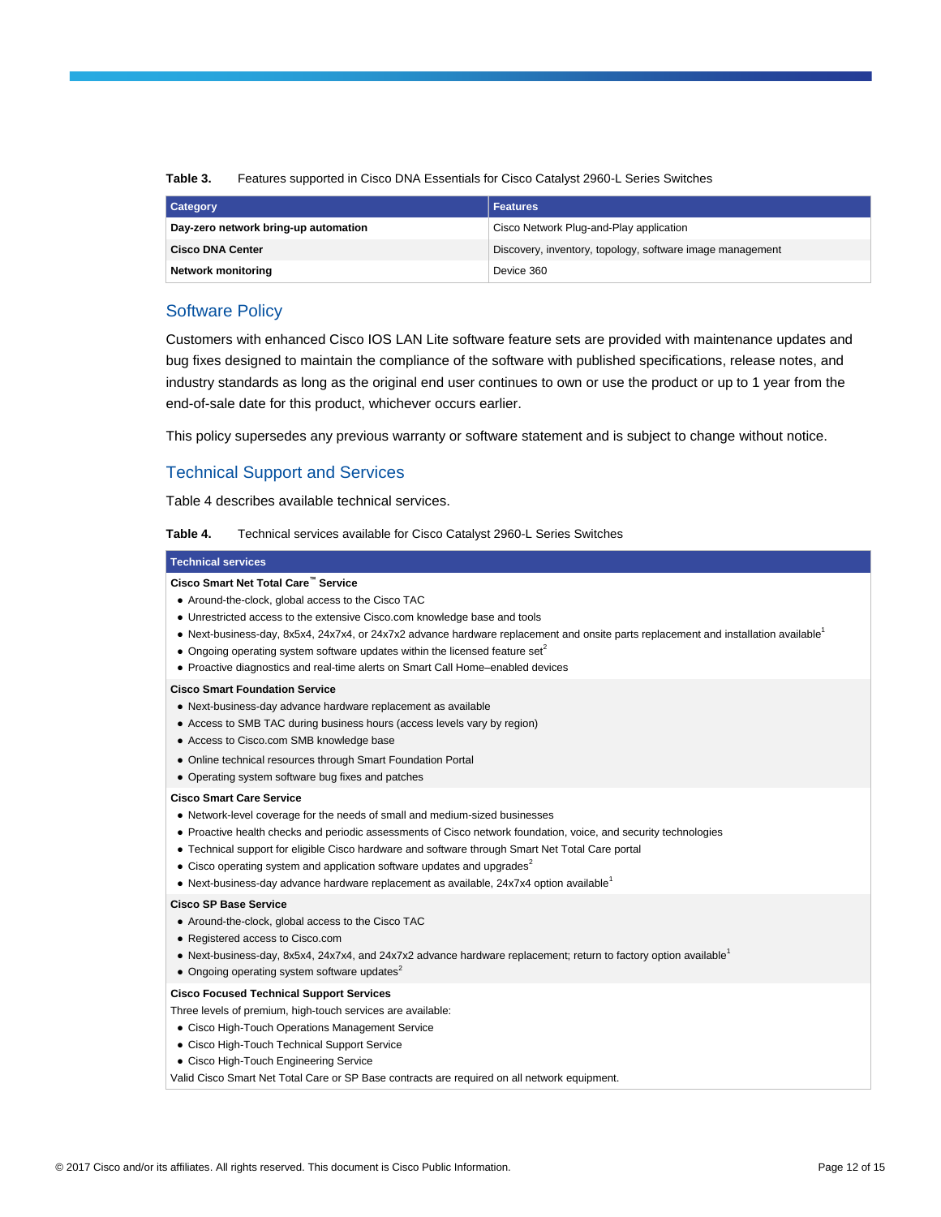**Table 3.** Features supported in Cisco DNA Essentials for Cisco Catalyst 2960-L Series Switches

| Category | Features |
| --- | --- |
| **Day-zero network bring-up automation** | Cisco Network Plug-and-Play application |
| **Cisco DNA Center** | Discovery, inventory, topology, software image management |
| **Network monitoring** | Device 360 |

## Software Policy

Customers with enhanced Cisco IOS LAN Lite software feature sets are provided with maintenance updates and bug fixes designed to maintain the compliance of the software with published specifications, release notes, and industry standards as long as the original end user continues to own or use the product or up to 1 year from the end-of-sale date for this product, whichever occurs earlier.

This policy supersedes any previous warranty or software statement and is subject to change without notice.

## Technical Support and Services

Table 4 describes available technical services.

**Table 4.** Technical services available for Cisco Catalyst 2960-L Series Switches

| Technical services |
| --- |
| **Cisco Smart Net Total Care™ Service**<br>• Around-the-clock, global access to the Cisco TAC<br>• Unrestricted access to the extensive Cisco.com knowledge base and tools<br>• Next-business-day, 8x5x4, 24x7x4, or 24x7x2 advance hardware replacement and onsite parts replacement and installation available[1]<br>• Ongoing operating system software updates within the licensed feature set[2]<br>• Proactive diagnostics and real-time alerts on Smart Call Home–enabled devices |
| **Cisco Smart Foundation Service**<br>• Next-business-day advance hardware replacement as available<br>• Access to SMB TAC during business hours (access levels vary by region)<br>• Access to Cisco.com SMB knowledge base<br>• Online technical resources through Smart Foundation Portal<br>• Operating system software bug fixes and patches |
| **Cisco Smart Care Service**<br>• Network-level coverage for the needs of small and medium-sized businesses<br>• Proactive health checks and periodic assessments of Cisco network foundation, voice, and security technologies<br>• Technical support for eligible Cisco hardware and software through Smart Net Total Care portal<br>• Cisco operating system and application software updates and upgrades[2]<br>• Next-business-day advance hardware replacement as available, 24x7x4 option available[1] |
| **Cisco SP Base Service**<br>• Around-the-clock, global access to the Cisco TAC<br>• Registered access to Cisco.com<br>• Next-business-day, 8x5x4, 24x7x4, and 24x7x2 advance hardware replacement; return to factory option available[1]<br>• Ongoing operating system software updates[2] |
| **Cisco Focused Technical Support Services**<br>Three levels of premium, high-touch services are available:<br>• Cisco High-Touch Operations Management Service<br>• Cisco High-Touch Technical Support Service<br>• Cisco High-Touch Engineering Service<br>Valid Cisco Smart Net Total Care or SP Base contracts are required on all network equipment. |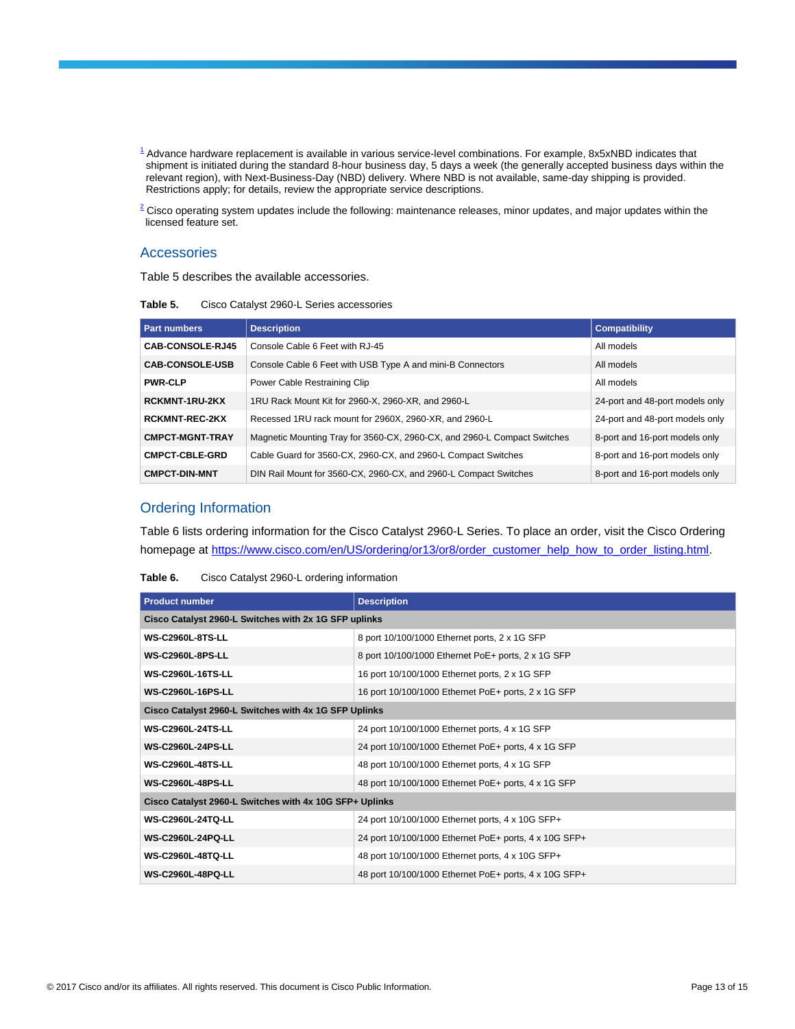[1] Advance hardware replacement is available in various service-level combinations. For example, 8x5xNBD indicates that shipment is initiated during the standard 8-hour business day, 5 days a week (the generally accepted business days within the relevant region), with Next-Business-Day (NBD) delivery. Where NBD is not available, same-day shipping is provided. Restrictions apply; for details, review the appropriate service descriptions.

[2] Cisco operating system updates include the following: maintenance releases, minor updates, and major updates within the licensed feature set.

## Accessories

Table 5 describes the available accessories.

**Table 5.** Cisco Catalyst 2960-L Series accessories

| Part numbers | Description | Compatibility |
|---|---|---|
| **CAB-CONSOLE-RJ45** | Console Cable 6 Feet with RJ-45 | All models |
| **CAB-CONSOLE-USB** | Console Cable 6 Feet with USB Type A and mini-B Connectors | All models |
| **PWR-CLP** | Power Cable Restraining Clip | All models |
| **RCKMNT-1RU-2KX** | 1RU Rack Mount Kit for 2960-X, 2960-XR, and 2960-L | 24-port and 48-port models only |
| **RCKMNT-REC-2KX** | Recessed 1RU rack mount for 2960X, 2960-XR, and 2960-L | 24-port and 48-port models only |
| **CMPCT-MGNT-TRAY** | Magnetic Mounting Tray for 3560-CX, 2960-CX, and 2960-L Compact Switches | 8-port and 16-port models only |
| **CMPCT-CBLE-GRD** | Cable Guard for 3560-CX, 2960-CX, and 2960-L Compact Switches | 8-port and 16-port models only |
| **CMPCT-DIN-MNT** | DIN Rail Mount for 3560-CX, 2960-CX, and 2960-L Compact Switches | 8-port and 16-port models only |

## Ordering Information

Table 6 lists ordering information for the Cisco Catalyst 2960-L Series. To place an order, visit the Cisco Ordering homepage at https://www.cisco.com/en/US/ordering/or13/or8/order_customer_help_how_to_order_listing.html.

**Table 6.** Cisco Catalyst 2960-L ordering information

| Product number | Description |
|---|---|
| **Cisco Catalyst 2960-L Switches with 2x 1G SFP uplinks** | |
| **WS-C2960L-8TS-LL** | 8 port 10/100/1000 Ethernet ports, 2 x 1G SFP |
| **WS-C2960L-8PS-LL** | 8 port 10/100/1000 Ethernet PoE+ ports, 2 x 1G SFP |
| **WS-C2960L-16TS-LL** | 16 port 10/100/1000 Ethernet ports, 2 x 1G SFP |
| **WS-C2960L-16PS-LL** | 16 port 10/100/1000 Ethernet PoE+ ports, 2 x 1G SFP |
| **Cisco Catalyst 2960-L Switches with 4x 1G SFP Uplinks** | |
| **WS-C2960L-24TS-LL** | 24 port 10/100/1000 Ethernet ports, 4 x 1G SFP |
| **WS-C2960L-24PS-LL** | 24 port 10/100/1000 Ethernet PoE+ ports, 4 x 1G SFP |
| **WS-C2960L-48TS-LL** | 48 port 10/100/1000 Ethernet ports, 4 x 1G SFP |
| **WS-C2960L-48PS-LL** | 48 port 10/100/1000 Ethernet PoE+ ports, 4 x 1G SFP |
| **Cisco Catalyst 2960-L Switches with 4x 10G SFP+ Uplinks** | |
| **WS-C2960L-24TQ-LL** | 24 port 10/100/1000 Ethernet ports, 4 x 10G SFP+ |
| **WS-C2960L-24PQ-LL** | 24 port 10/100/1000 Ethernet PoE+ ports, 4 x 10G SFP+ |
| **WS-C2960L-48TQ-LL** | 48 port 10/100/1000 Ethernet ports, 4 x 10G SFP+ |
| **WS-C2960L-48PQ-LL** | 48 port 10/100/1000 Ethernet PoE+ ports, 4 x 10G SFP+ |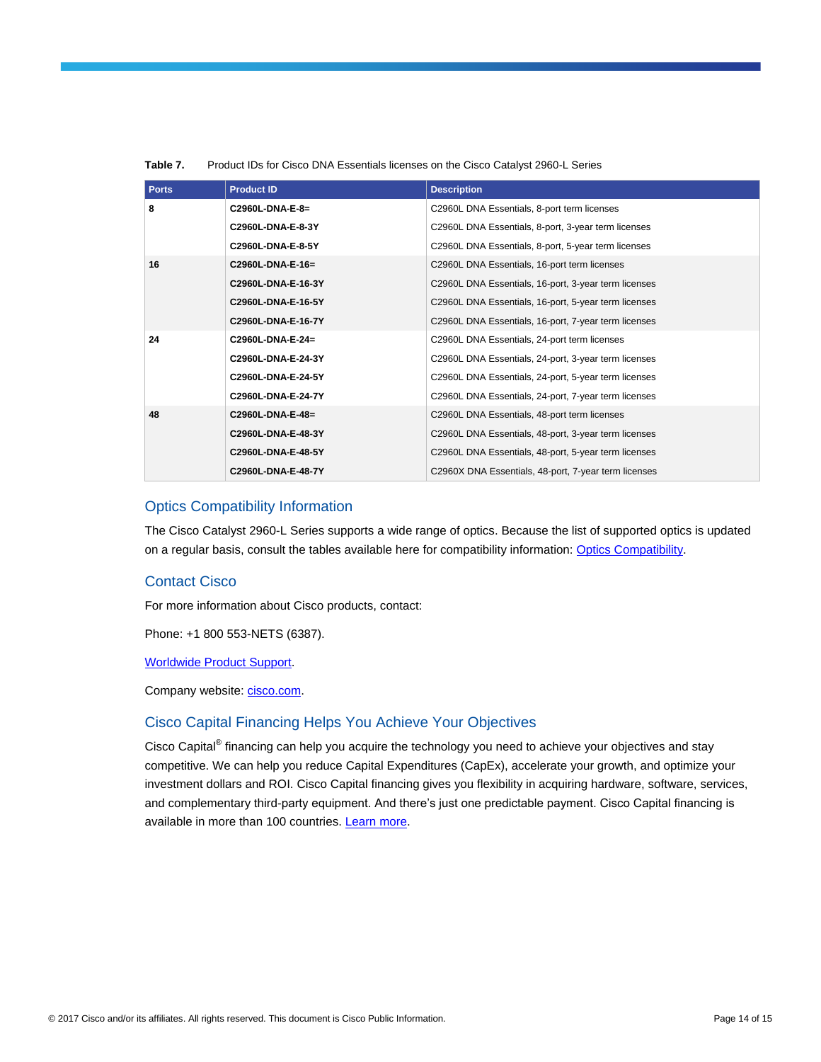**Table 7.** Product IDs for Cisco DNA Essentials licenses on the Cisco Catalyst 2960-L Series

| Ports | Product ID | Description |
| --- | --- | --- |
| **8** | **C2960L-DNA-E-8=** | C2960L DNA Essentials, 8-port term licenses |
| | **C2960L-DNA-E-8-3Y** | C2960L DNA Essentials, 8-port, 3-year term licenses |
| | **C2960L-DNA-E-8-5Y** | C2960L DNA Essentials, 8-port, 5-year term licenses |
| **16** | **C2960L-DNA-E-16=** | C2960L DNA Essentials, 16-port term licenses |
| | **C2960L-DNA-E-16-3Y** | C2960L DNA Essentials, 16-port, 3-year term licenses |
| | **C2960L-DNA-E-16-5Y** | C2960L DNA Essentials, 16-port, 5-year term licenses |
| | **C2960L-DNA-E-16-7Y** | C2960L DNA Essentials, 16-port, 7-year term licenses |
| **24** | **C2960L-DNA-E-24=** | C2960L DNA Essentials, 24-port term licenses |
| | **C2960L-DNA-E-24-3Y** | C2960L DNA Essentials, 24-port, 3-year term licenses |
| | **C2960L-DNA-E-24-5Y** | C2960L DNA Essentials, 24-port, 5-year term licenses |
| | **C2960L-DNA-E-24-7Y** | C2960L DNA Essentials, 24-port, 7-year term licenses |
| **48** | **C2960L-DNA-E-48=** | C2960L DNA Essentials, 48-port term licenses |
| | **C2960L-DNA-E-48-3Y** | C2960L DNA Essentials, 48-port, 3-year term licenses |
| | **C2960L-DNA-E-48-5Y** | C2960L DNA Essentials, 48-port, 5-year term licenses |
| | **C2960L-DNA-E-48-7Y** | C2960X DNA Essentials, 48-port, 7-year term licenses |

## Optics Compatibility Information

The Cisco Catalyst 2960-L Series supports a wide range of optics. Because the list of supported optics is updated on a regular basis, consult the tables available here for compatibility information: Optics Compatibility.

## Contact Cisco

For more information about Cisco products, contact:

Phone: +1 800 553-NETS (6387).

Worldwide Product Support.

Company website: cisco.com.

## Cisco Capital Financing Helps You Achieve Your Objectives

Cisco Capital® financing can help you acquire the technology you need to achieve your objectives and stay competitive. We can help you reduce Capital Expenditures (CapEx), accelerate your growth, and optimize your investment dollars and ROI. Cisco Capital financing gives you flexibility in acquiring hardware, software, services, and complementary third-party equipment. And there's just one predictable payment. Cisco Capital financing is available in more than 100 countries. Learn more.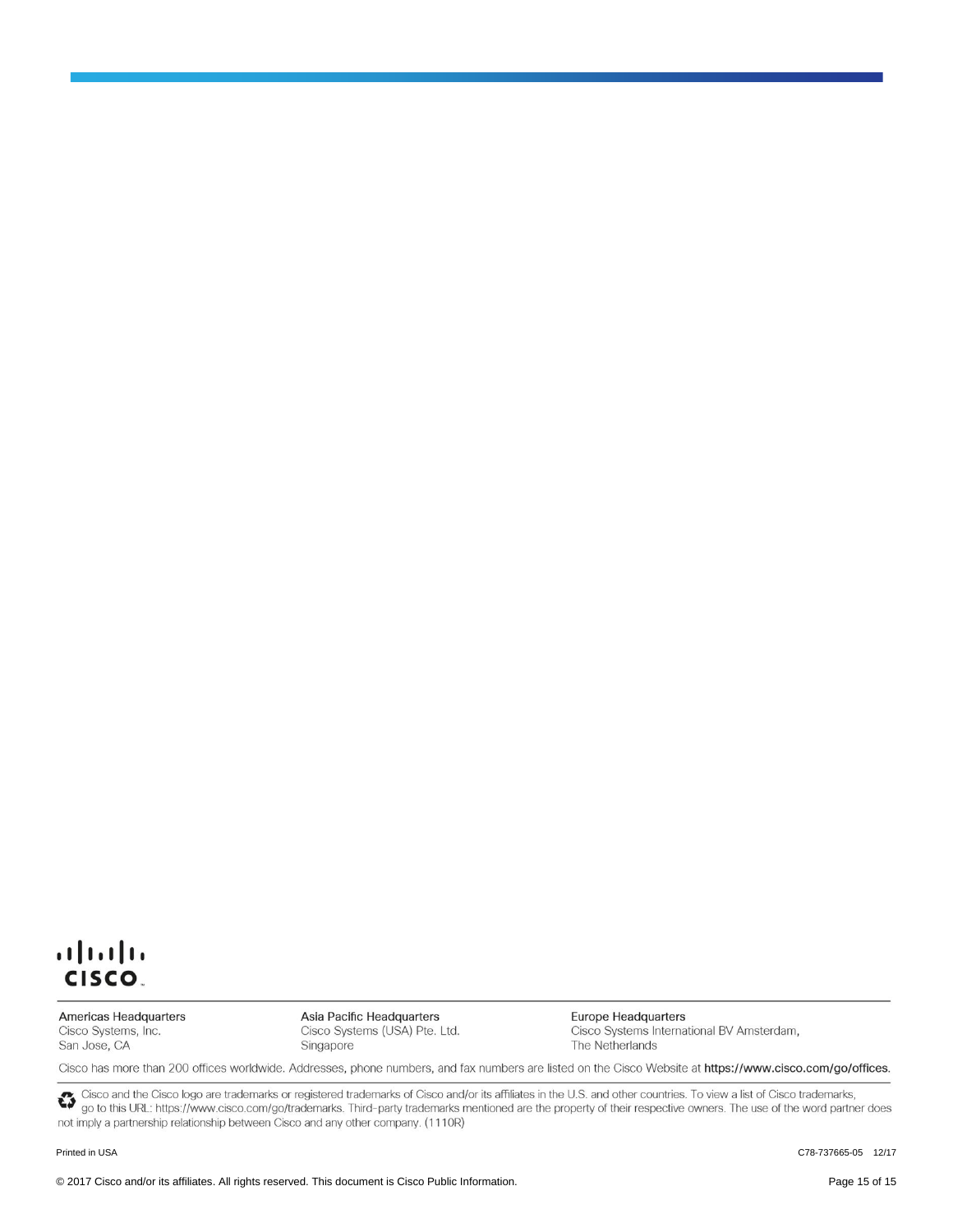Americas Headquarters
Cisco Systems, Inc.
San Jose, CA

Asia Pacific Headquarters
Cisco Systems (USA) Pte. Ltd.
Singapore

Europe Headquarters
Cisco Systems International BV Amsterdam,
The Netherlands

Cisco has more than 200 offices worldwide. Addresses, phone numbers, and fax numbers are listed on the Cisco Website at **https://www.cisco.com/go/offices.**

Cisco and the Cisco logo are trademarks or registered trademarks of Cisco and/or its affiliates in the U.S. and other countries. To view a list of Cisco trademarks, go to this URL: https://www.cisco.com/go/trademarks. Third-party trademarks mentioned are the property of their respective owners. The use of the word partner does not imply a partnership relationship between Cisco and any other company. (1110R)

Printed in USA

C78-737665-05 12/17